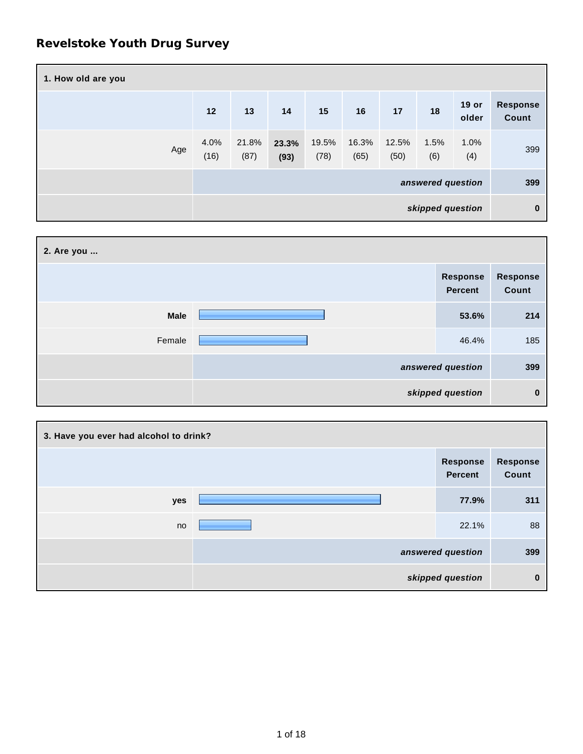# Revelstoke Youth Drug Survey

**1. How old are you**

| | 12 | 13 | 14 | 15 | 16 | 17 | 18 | 19 or older | Response Count |
|---|---|---|---|---|---|---|---|---|---|
| Age | 4.0% (16) | 21.8% (87) | **23.3% (93)** | 19.5% (78) | 16.3% (65) | 12.5% (50) | 1.5% (6) | 1.0% (4) | 399 |
| | | | | | | | | *answered question* | 399 |
| | | | | | | | | *skipped question* | 0 |

**2. Are you ...**

| | Response Percent | Response Count |
|---|---|---|
| **Male** | **53.6%** | **214** |
| Female | 46.4% | 185 |
| *answered question* | | 399 |
| *skipped question* | | 0 |

**3. Have you ever had alcohol to drink?**

| | Response Percent | Response Count |
|---|---|---|
| **yes** | **77.9%** | **311** |
| no | 22.1% | 88 |
| *answered question* | | 399 |
| *skipped question* | | 0 |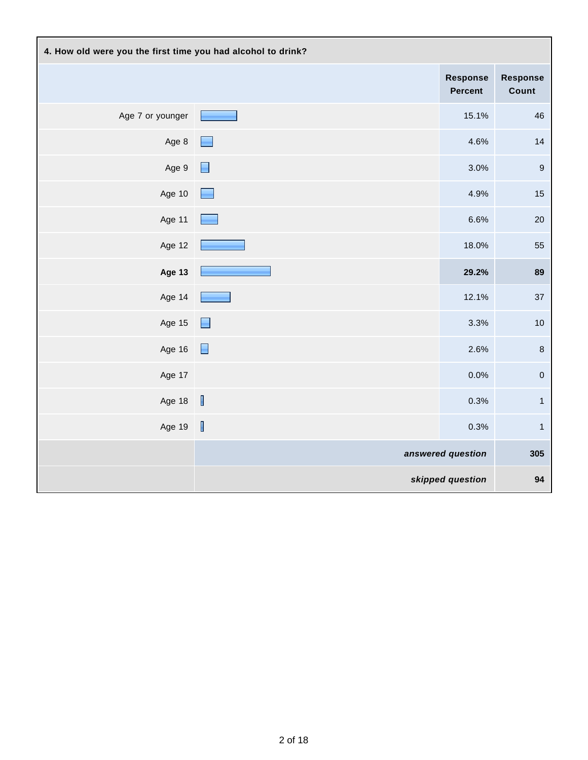**4. How old were you the first time you had alcohol to drink?**

| | Response Percent | Response Count |
|---|---|---|
| Age 7 or younger | 15.1% | 46 |
| Age 8 | 4.6% | 14 |
| Age 9 | 3.0% | 9 |
| Age 10 | 4.9% | 15 |
| Age 11 | 6.6% | 20 |
| Age 12 | 18.0% | 55 |
| **Age 13** | **29.2%** | **89** |
| Age 14 | 12.1% | 37 |
| Age 15 | 3.3% | 10 |
| Age 16 | 2.6% | 8 |
| Age 17 | 0.0% | 0 |
| Age 18 | 0.3% | 1 |
| Age 19 | 0.3% | 1 |
| | ***answered question*** | **305** |
| | ***skipped question*** | **94** |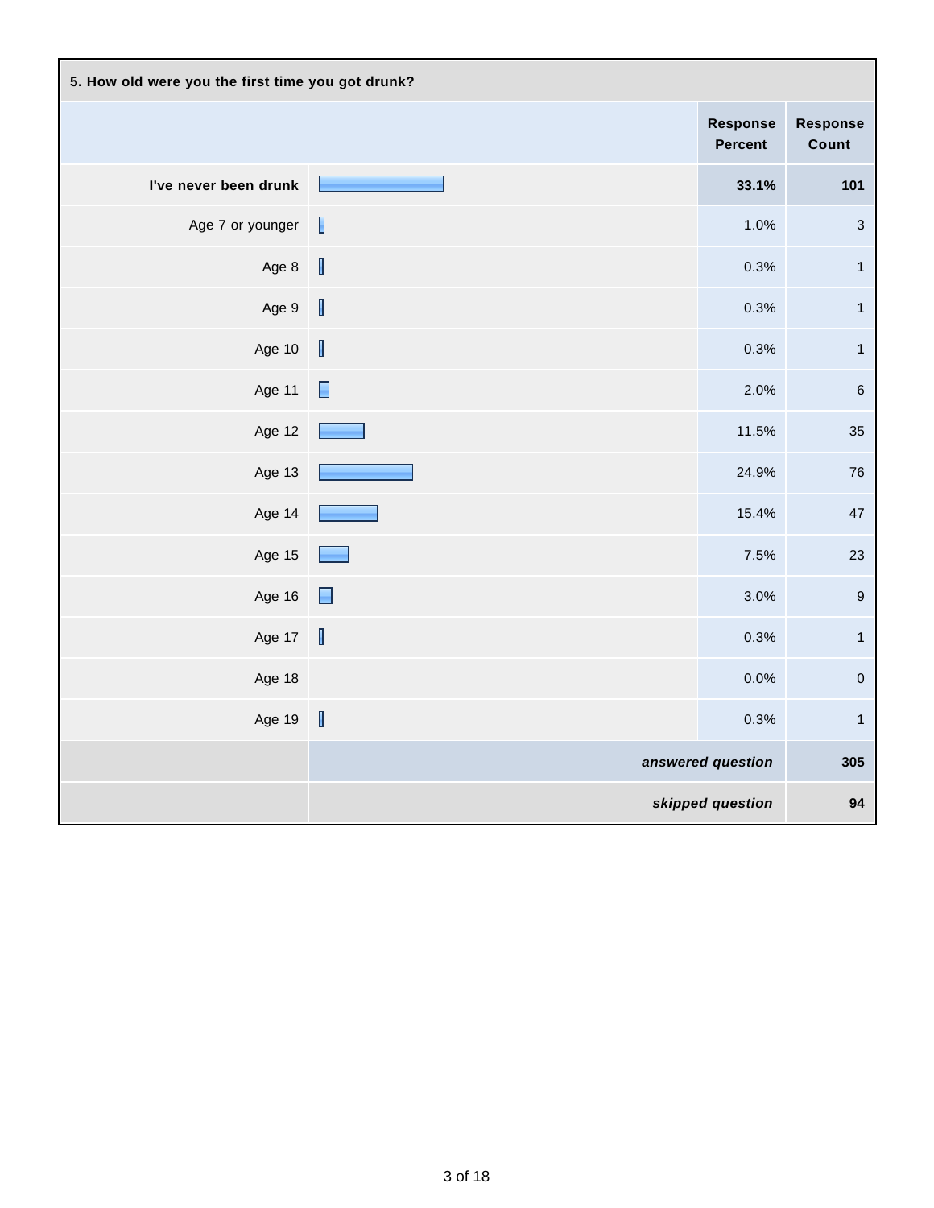**5. How old were you the first time you got drunk?**

| | Response Percent | Response Count |
|---|---|---|
| **I've never been drunk** | **33.1%** | **101** |
| Age 7 or younger | 1.0% | 3 |
| Age 8 | 0.3% | 1 |
| Age 9 | 0.3% | 1 |
| Age 10 | 0.3% | 1 |
| Age 11 | 2.0% | 6 |
| Age 12 | 11.5% | 35 |
| Age 13 | 24.9% | 76 |
| Age 14 | 15.4% | 47 |
| Age 15 | 7.5% | 23 |
| Age 16 | 3.0% | 9 |
| Age 17 | 0.3% | 1 |
| Age 18 | 0.0% | 0 |
| Age 19 | 0.3% | 1 |
| | ***answered question*** | **305** |
| | ***skipped question*** | **94** |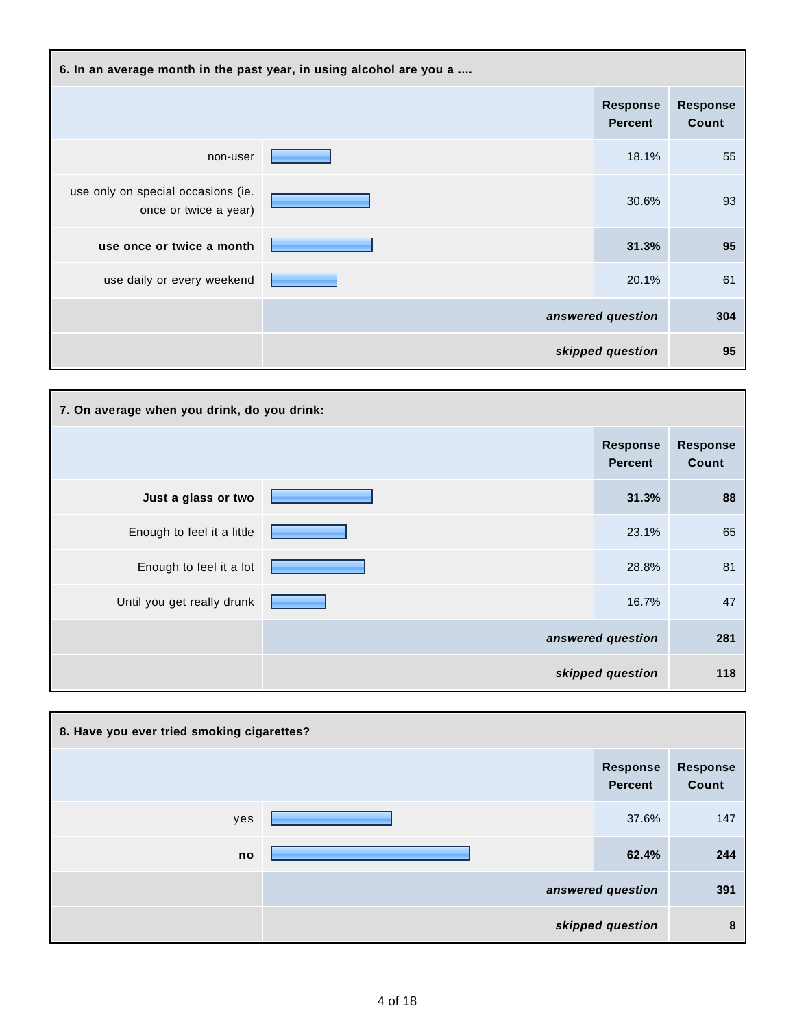### 6. In an average month in the past year, in using alcohol are you a ....

| | Response Percent | Response Count |
|---|---|---|
| non-user | 18.1% | 55 |
| use only on special occasions (ie. once or twice a year) | 30.6% | 93 |
| **use once or twice a month** | **31.3%** | **95** |
| use daily or every weekend | 20.1% | 61 |
| | ***answered question*** | **304** |
| | ***skipped question*** | **95** |

### 7. On average when you drink, do you drink:

| | Response Percent | Response Count |
|---|---|---|
| **Just a glass or two** | **31.3%** | **88** |
| Enough to feel it a little | 23.1% | 65 |
| Enough to feel it a lot | 28.8% | 81 |
| Until you get really drunk | 16.7% | 47 |
| | ***answered question*** | **281** |
| | ***skipped question*** | **118** |

### 8. Have you ever tried smoking cigarettes?

| | Response Percent | Response Count |
|---|---|---|
| yes | 37.6% | 147 |
| **no** | **62.4%** | **244** |
| | ***answered question*** | **391** |
| | ***skipped question*** | **8** |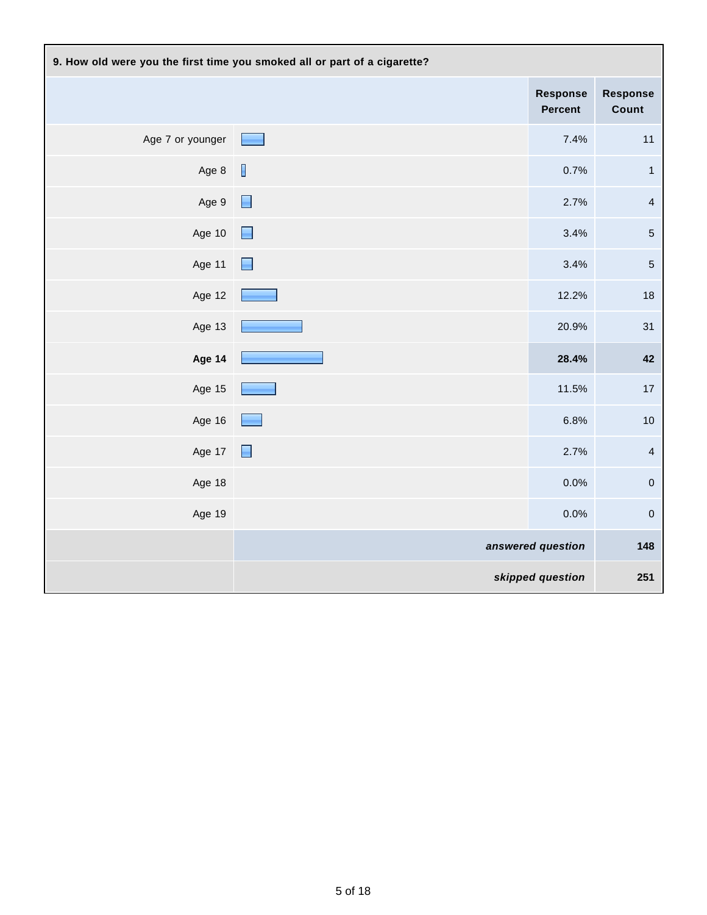**9. How old were you the first time you smoked all or part of a cigarette?**

| | Response Percent | Response Count |
|---|---|---|
| Age 7 or younger | 7.4% | 11 |
| Age 8 | 0.7% | 1 |
| Age 9 | 2.7% | 4 |
| Age 10 | 3.4% | 5 |
| Age 11 | 3.4% | 5 |
| Age 12 | 12.2% | 18 |
| Age 13 | 20.9% | 31 |
| **Age 14** | **28.4%** | **42** |
| Age 15 | 11.5% | 17 |
| Age 16 | 6.8% | 10 |
| Age 17 | 2.7% | 4 |
| Age 18 | 0.0% | 0 |
| Age 19 | 0.0% | 0 |
| | ***answered question*** | **148** |
| | ***skipped question*** | **251** |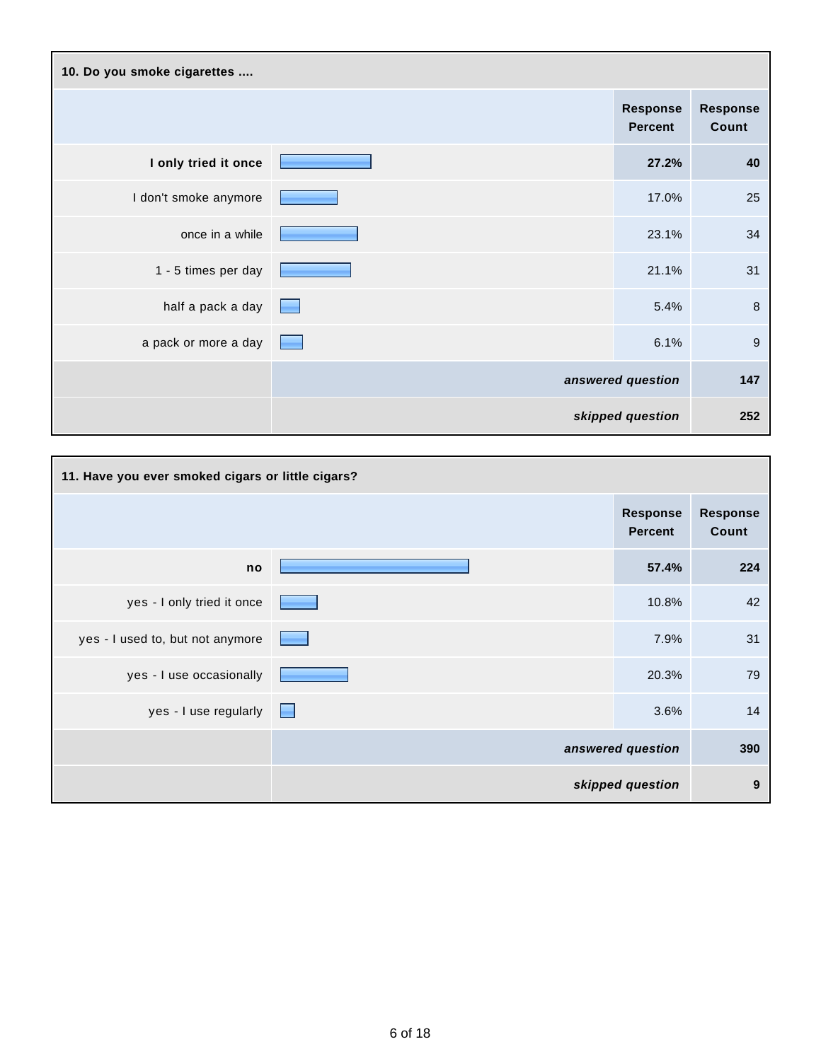## 10. Do you smoke cigarettes ....

| | Response Percent | Response Count |
|---|---|---|
| **I only tried it once** | **27.2%** | **40** |
| I don't smoke anymore | 17.0% | 25 |
| once in a while | 23.1% | 34 |
| 1 - 5 times per day | 21.1% | 31 |
| half a pack a day | 5.4% | 8 |
| a pack or more a day | 6.1% | 9 |
| | ***answered question*** | **147** |
| | ***skipped question*** | **252** |

## 11. Have you ever smoked cigars or little cigars?

| | Response Percent | Response Count |
|---|---|---|
| **no** | **57.4%** | **224** |
| yes - I only tried it once | 10.8% | 42 |
| yes - I used to, but not anymore | 7.9% | 31 |
| yes - I use occasionally | 20.3% | 79 |
| yes - I use regularly | 3.6% | 14 |
| | ***answered question*** | **390** |
| | ***skipped question*** | **9** |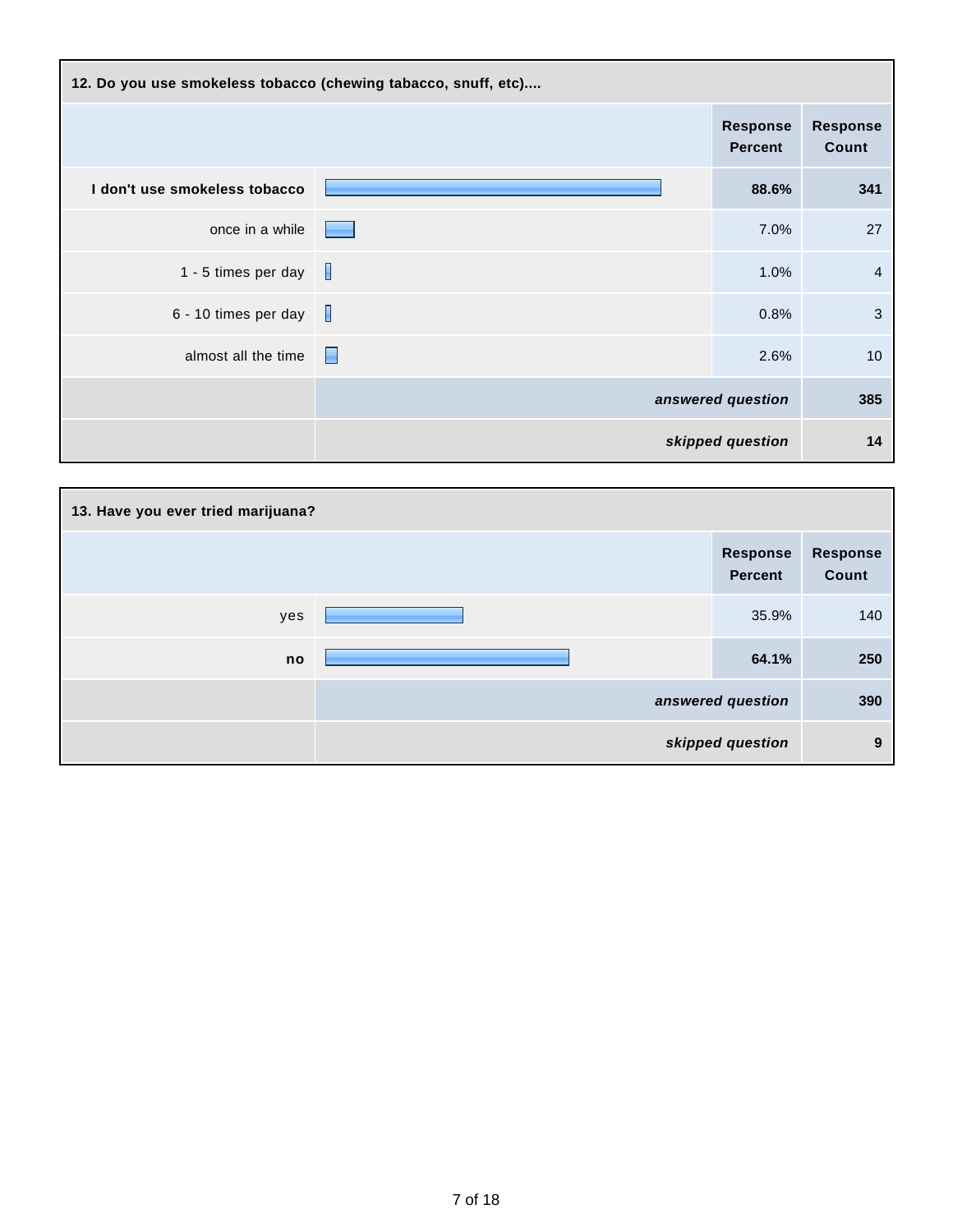### 12. Do you use smokeless tobacco (chewing tabacco, snuff, etc)....

| | Response Percent | Response Count |
|---|---|---|
| **I don't use smokeless tobacco** | **88.6%** | **341** |
| once in a while | 7.0% | 27 |
| 1 - 5 times per day | 1.0% | 4 |
| 6 - 10 times per day | 0.8% | 3 |
| almost all the time | 2.6% | 10 |
| | ***answered question*** | **385** |
| | ***skipped question*** | **14** |

### 13. Have you ever tried marijuana?

| | Response Percent | Response Count |
|---|---|---|
| yes | 35.9% | 140 |
| **no** | **64.1%** | **250** |
| | ***answered question*** | **390** |
| | ***skipped question*** | **9** |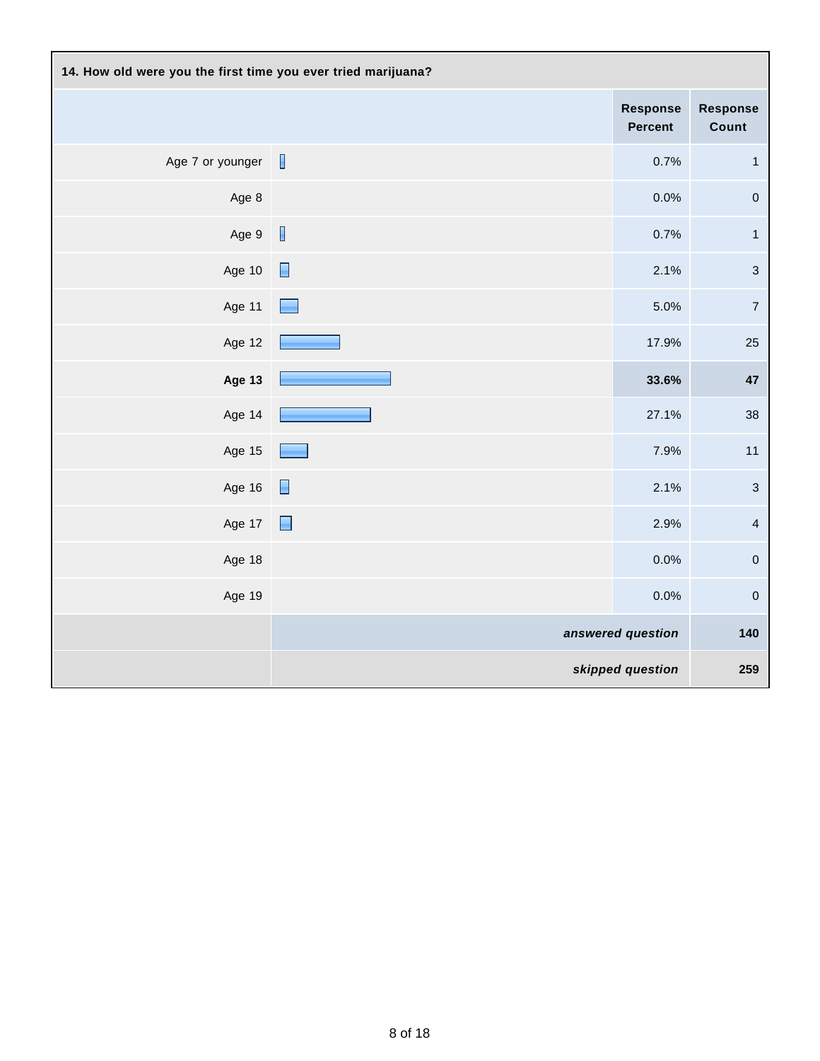**14. How old were you the first time you ever tried marijuana?**

| | Response Percent | Response Count |
|---|---|---|
| Age 7 or younger | 0.7% | 1 |
| Age 8 | 0.0% | 0 |
| Age 9 | 0.7% | 1 |
| Age 10 | 2.1% | 3 |
| Age 11 | 5.0% | 7 |
| Age 12 | 17.9% | 25 |
| **Age 13** | **33.6%** | **47** |
| Age 14 | 27.1% | 38 |
| Age 15 | 7.9% | 11 |
| Age 16 | 2.1% | 3 |
| Age 17 | 2.9% | 4 |
| Age 18 | 0.0% | 0 |
| Age 19 | 0.0% | 0 |
| | ***answered question*** | **140** |
| | ***skipped question*** | **259** |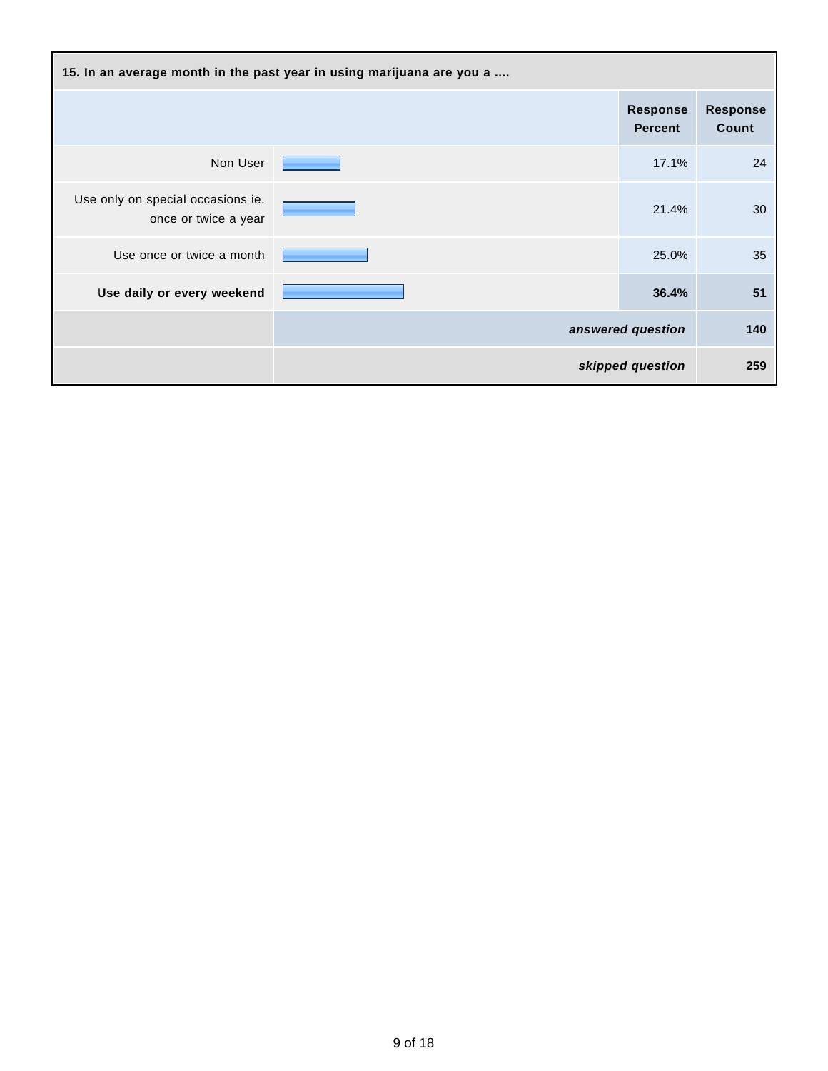**15. In an average month in the past year in using marijuana are you a ....**

| | Response Percent | Response Count |
|---|---|---|
| Non User | 17.1% | 24 |
| Use only on special occasions ie. once or twice a year | 21.4% | 30 |
| Use once or twice a month | 25.0% | 35 |
| **Use daily or every weekend** | **36.4%** | **51** |
| | *answered question* | **140** |
| | *skipped question* | **259** |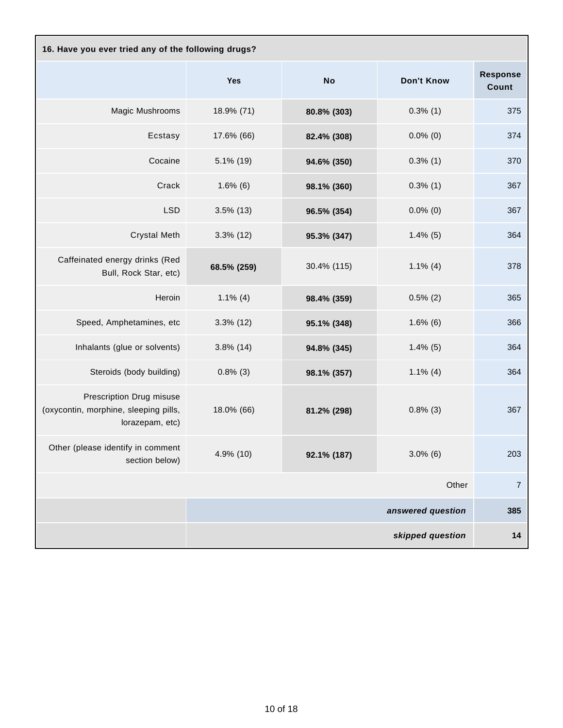**16. Have you ever tried any of the following drugs?**

| | Yes | No | Don't Know | Response Count |
|---|---|---|---|---|
| Magic Mushrooms | 18.9% (71) | **80.8% (303)** | 0.3% (1) | 375 |
| Ecstasy | 17.6% (66) | **82.4% (308)** | 0.0% (0) | 374 |
| Cocaine | 5.1% (19) | **94.6% (350)** | 0.3% (1) | 370 |
| Crack | 1.6% (6) | **98.1% (360)** | 0.3% (1) | 367 |
| LSD | 3.5% (13) | **96.5% (354)** | 0.0% (0) | 367 |
| Crystal Meth | 3.3% (12) | **95.3% (347)** | 1.4% (5) | 364 |
| Caffeinated energy drinks (Red Bull, Rock Star, etc) | **68.5% (259)** | 30.4% (115) | 1.1% (4) | 378 |
| Heroin | 1.1% (4) | **98.4% (359)** | 0.5% (2) | 365 |
| Speed, Amphetamines, etc | 3.3% (12) | **95.1% (348)** | 1.6% (6) | 366 |
| Inhalants (glue or solvents) | 3.8% (14) | **94.8% (345)** | 1.4% (5) | 364 |
| Steroids (body building) | 0.8% (3) | **98.1% (357)** | 1.1% (4) | 364 |
| Prescription Drug misuse (oxycontin, morphine, sleeping pills, lorazepam, etc) | 18.0% (66) | **81.2% (298)** | 0.8% (3) | 367 |
| Other (please identify in comment section below) | 4.9% (10) | **92.1% (187)** | 3.0% (6) | 203 |
| | | | Other | 7 |
| | | | ***answered question*** | **385** |
| | | | ***skipped question*** | **14** |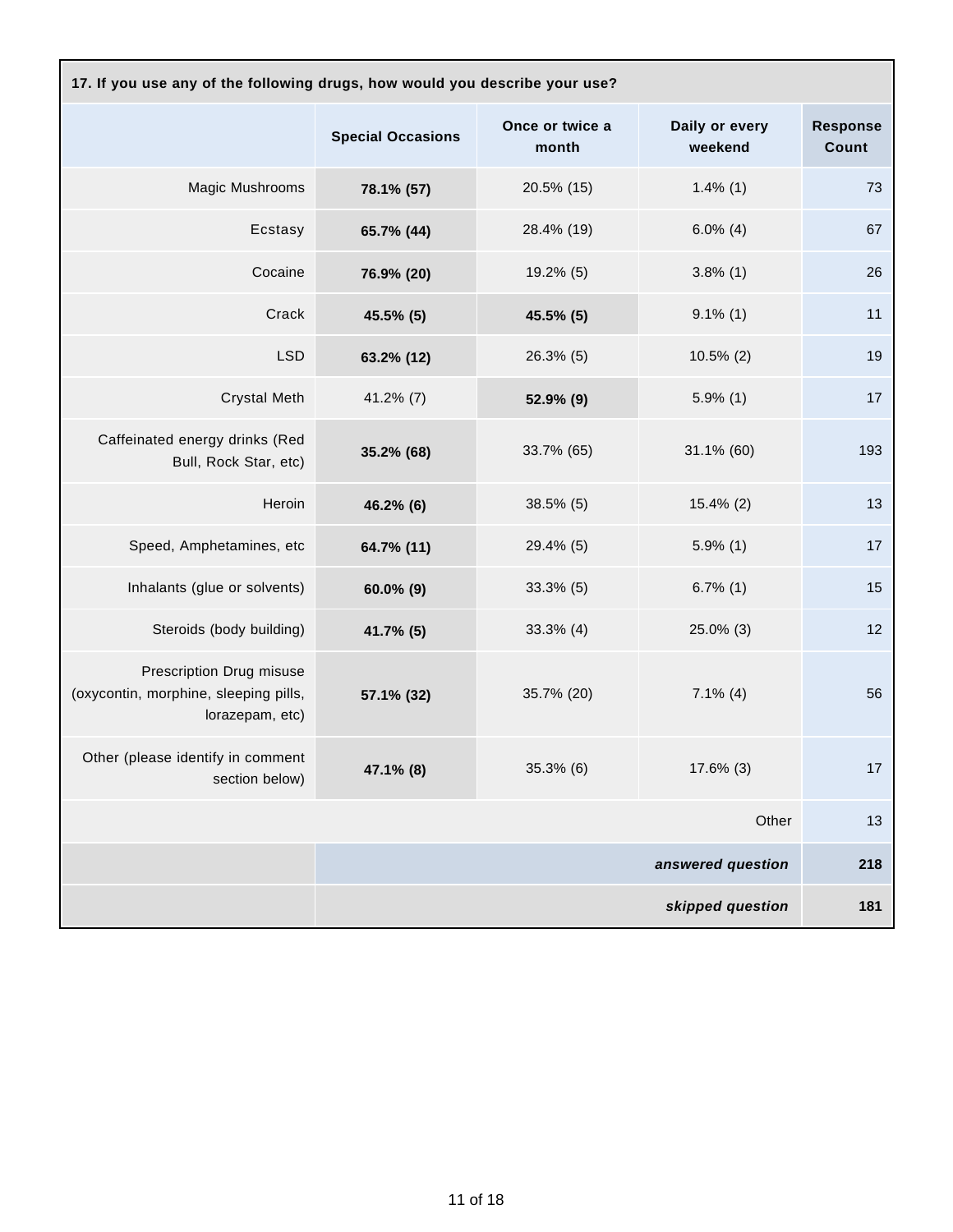| 17. If you use any of the following drugs, how would you describe your use? | | | | |
|---|---|---|---|---|
| | **Special Occasions** | **Once or twice a month** | **Daily or every weekend** | **Response Count** |
| Magic Mushrooms | **78.1% (57)** | 20.5% (15) | 1.4% (1) | 73 |
| Ecstasy | **65.7% (44)** | 28.4% (19) | 6.0% (4) | 67 |
| Cocaine | **76.9% (20)** | 19.2% (5) | 3.8% (1) | 26 |
| Crack | **45.5% (5)** | **45.5% (5)** | 9.1% (1) | 11 |
| LSD | **63.2% (12)** | 26.3% (5) | 10.5% (2) | 19 |
| Crystal Meth | 41.2% (7) | **52.9% (9)** | 5.9% (1) | 17 |
| Caffeinated energy drinks (Red Bull, Rock Star, etc) | **35.2% (68)** | 33.7% (65) | 31.1% (60) | 193 |
| Heroin | **46.2% (6)** | 38.5% (5) | 15.4% (2) | 13 |
| Speed, Amphetamines, etc | **64.7% (11)** | 29.4% (5) | 5.9% (1) | 17 |
| Inhalants (glue or solvents) | **60.0% (9)** | 33.3% (5) | 6.7% (1) | 15 |
| Steroids (body building) | **41.7% (5)** | 33.3% (4) | 25.0% (3) | 12 |
| Prescription Drug misuse (oxycontin, morphine, sleeping pills, lorazepam, etc) | **57.1% (32)** | 35.7% (20) | 7.1% (4) | 56 |
| Other (please identify in comment section below) | **47.1% (8)** | 35.3% (6) | 17.6% (3) | 17 |
| | | | Other | 13 |
| | | | ***answered question*** | **218** |
| | | | ***skipped question*** | **181** |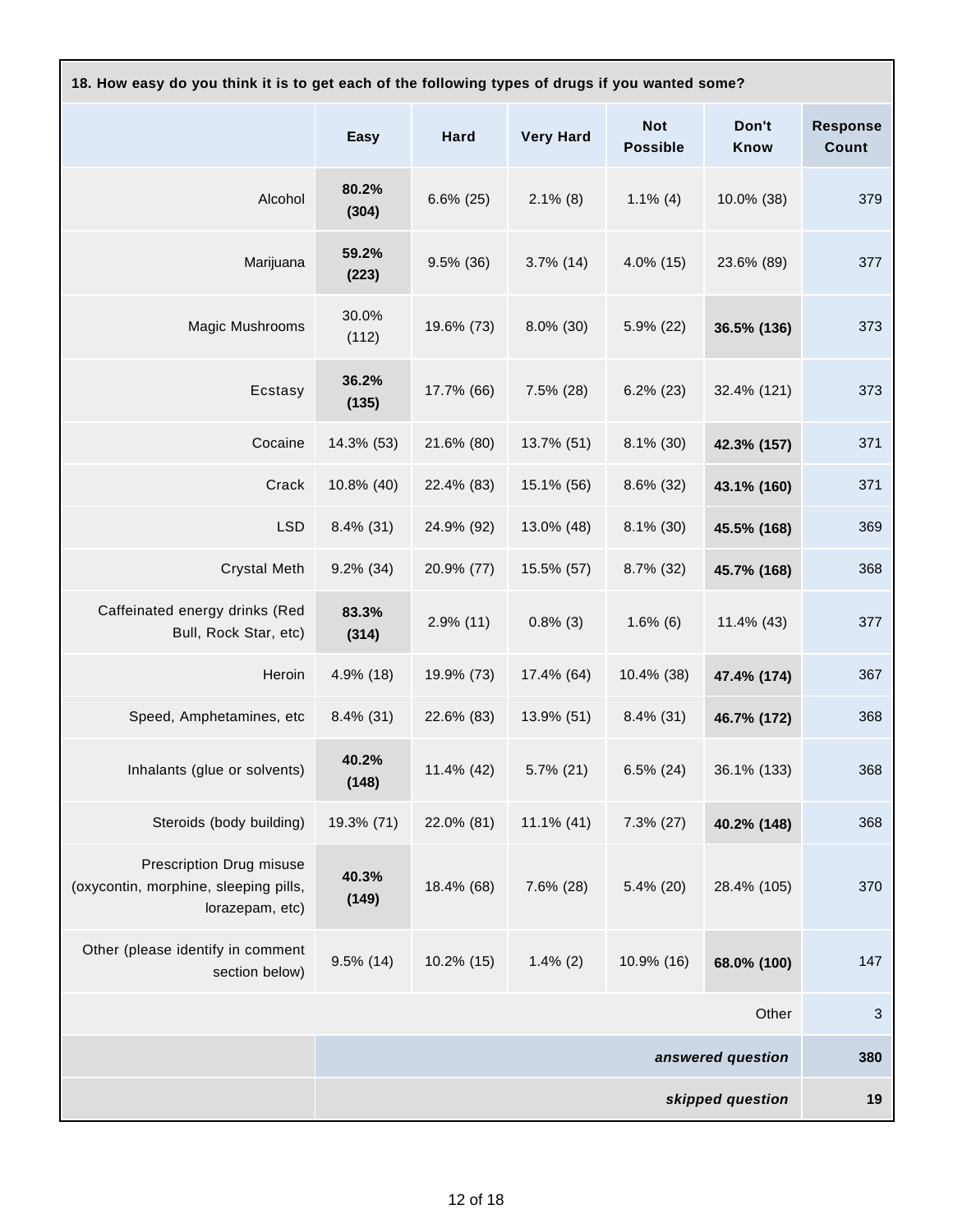**18. How easy do you think it is to get each of the following types of drugs if you wanted some?**

| | Easy | Hard | Very Hard | Not Possible | Don't Know | Response Count |
|---|---|---|---|---|---|---|
| Alcohol | **80.2% (304)** | 6.6% (25) | 2.1% (8) | 1.1% (4) | 10.0% (38) | 379 |
| Marijuana | **59.2% (223)** | 9.5% (36) | 3.7% (14) | 4.0% (15) | 23.6% (89) | 377 |
| Magic Mushrooms | 30.0% (112) | 19.6% (73) | 8.0% (30) | 5.9% (22) | **36.5% (136)** | 373 |
| Ecstasy | **36.2% (135)** | 17.7% (66) | 7.5% (28) | 6.2% (23) | 32.4% (121) | 373 |
| Cocaine | 14.3% (53) | 21.6% (80) | 13.7% (51) | 8.1% (30) | **42.3% (157)** | 371 |
| Crack | 10.8% (40) | 22.4% (83) | 15.1% (56) | 8.6% (32) | **43.1% (160)** | 371 |
| LSD | 8.4% (31) | 24.9% (92) | 13.0% (48) | 8.1% (30) | **45.5% (168)** | 369 |
| Crystal Meth | 9.2% (34) | 20.9% (77) | 15.5% (57) | 8.7% (32) | **45.7% (168)** | 368 |
| Caffeinated energy drinks (Red Bull, Rock Star, etc) | **83.3% (314)** | 2.9% (11) | 0.8% (3) | 1.6% (6) | 11.4% (43) | 377 |
| Heroin | 4.9% (18) | 19.9% (73) | 17.4% (64) | 10.4% (38) | **47.4% (174)** | 367 |
| Speed, Amphetamines, etc | 8.4% (31) | 22.6% (83) | 13.9% (51) | 8.4% (31) | **46.7% (172)** | 368 |
| Inhalants (glue or solvents) | **40.2% (148)** | 11.4% (42) | 5.7% (21) | 6.5% (24) | 36.1% (133) | 368 |
| Steroids (body building) | 19.3% (71) | 22.0% (81) | 11.1% (41) | 7.3% (27) | **40.2% (148)** | 368 |
| Prescription Drug misuse (oxycontin, morphine, sleeping pills, lorazepam, etc) | **40.3% (149)** | 18.4% (68) | 7.6% (28) | 5.4% (20) | 28.4% (105) | 370 |
| Other (please identify in comment section below) | 9.5% (14) | 10.2% (15) | 1.4% (2) | 10.9% (16) | **68.0% (100)** | 147 |
| | | | | | Other | 3 |
| | | | | | *answered question* | 380 |
| | | | | | *skipped question* | 19 |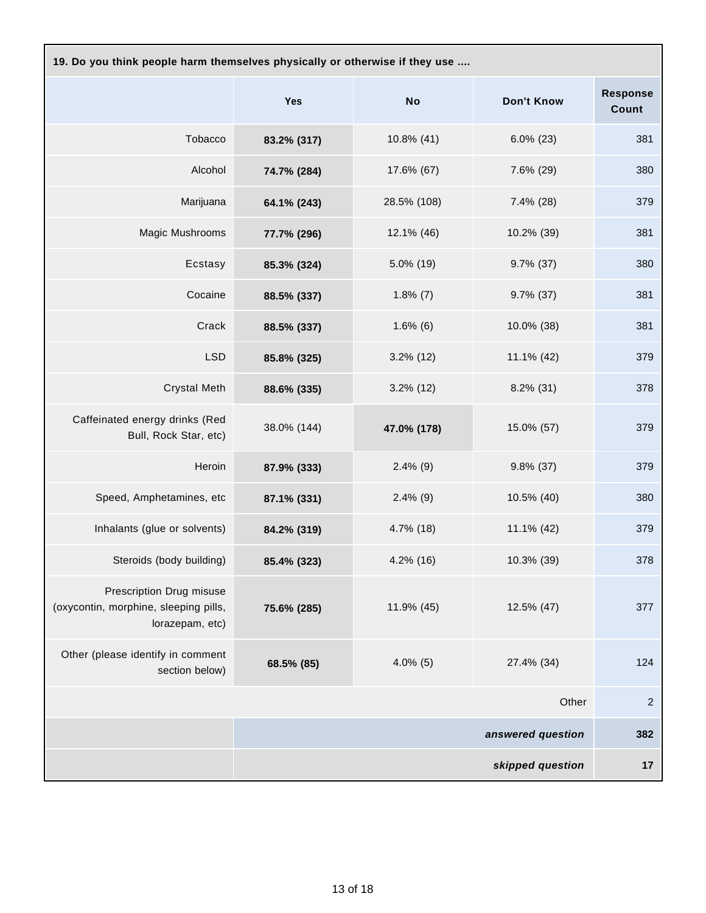| 19. Do you think people harm themselves physically or otherwise if they use .... | | | | |
|---|---|---|---|---|
| | **Yes** | **No** | **Don't Know** | **Response Count** |
| Tobacco | **83.2% (317)** | 10.8% (41) | 6.0% (23) | 381 |
| Alcohol | **74.7% (284)** | 17.6% (67) | 7.6% (29) | 380 |
| Marijuana | **64.1% (243)** | 28.5% (108) | 7.4% (28) | 379 |
| Magic Mushrooms | **77.7% (296)** | 12.1% (46) | 10.2% (39) | 381 |
| Ecstasy | **85.3% (324)** | 5.0% (19) | 9.7% (37) | 380 |
| Cocaine | **88.5% (337)** | 1.8% (7) | 9.7% (37) | 381 |
| Crack | **88.5% (337)** | 1.6% (6) | 10.0% (38) | 381 |
| LSD | **85.8% (325)** | 3.2% (12) | 11.1% (42) | 379 |
| Crystal Meth | **88.6% (335)** | 3.2% (12) | 8.2% (31) | 378 |
| Caffeinated energy drinks (Red Bull, Rock Star, etc) | 38.0% (144) | **47.0% (178)** | 15.0% (57) | 379 |
| Heroin | **87.9% (333)** | 2.4% (9) | 9.8% (37) | 379 |
| Speed, Amphetamines, etc | **87.1% (331)** | 2.4% (9) | 10.5% (40) | 380 |
| Inhalants (glue or solvents) | **84.2% (319)** | 4.7% (18) | 11.1% (42) | 379 |
| Steroids (body building) | **85.4% (323)** | 4.2% (16) | 10.3% (39) | 378 |
| Prescription Drug misuse (oxycontin, morphine, sleeping pills, lorazepam, etc) | **75.6% (285)** | 11.9% (45) | 12.5% (47) | 377 |
| Other (please identify in comment section below) | **68.5% (85)** | 4.0% (5) | 27.4% (34) | 124 |
| | | | Other | 2 |
| | | | ***answered question*** | **382** |
| | | | ***skipped question*** | **17** |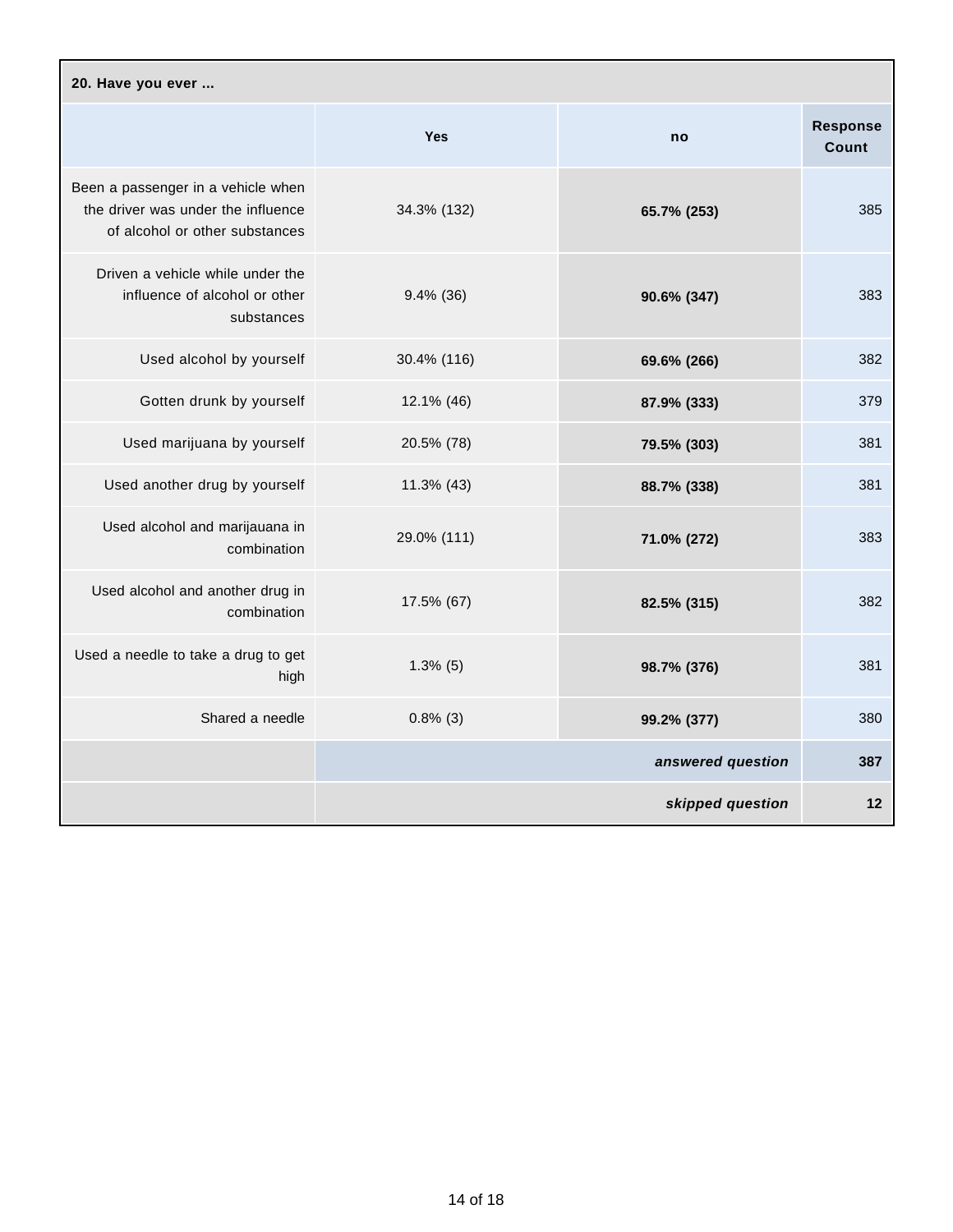**20. Have you ever ...**

| | Yes | no | Response Count |
|---|---|---|---|
| Been a passenger in a vehicle when the driver was under the influence of alcohol or other substances | 34.3% (132) | **65.7% (253)** | 385 |
| Driven a vehicle while under the influence of alcohol or other substances | 9.4% (36) | **90.6% (347)** | 383 |
| Used alcohol by yourself | 30.4% (116) | **69.6% (266)** | 382 |
| Gotten drunk by yourself | 12.1% (46) | **87.9% (333)** | 379 |
| Used marijuana by yourself | 20.5% (78) | **79.5% (303)** | 381 |
| Used another drug by yourself | 11.3% (43) | **88.7% (338)** | 381 |
| Used alcohol and marijauana in combination | 29.0% (111) | **71.0% (272)** | 383 |
| Used alcohol and another drug in combination | 17.5% (67) | **82.5% (315)** | 382 |
| Used a needle to take a drug to get high | 1.3% (5) | **98.7% (376)** | 381 |
| Shared a needle | 0.8% (3) | **99.2% (377)** | 380 |
| | | ***answered question*** | **387** |
| | | ***skipped question*** | **12** |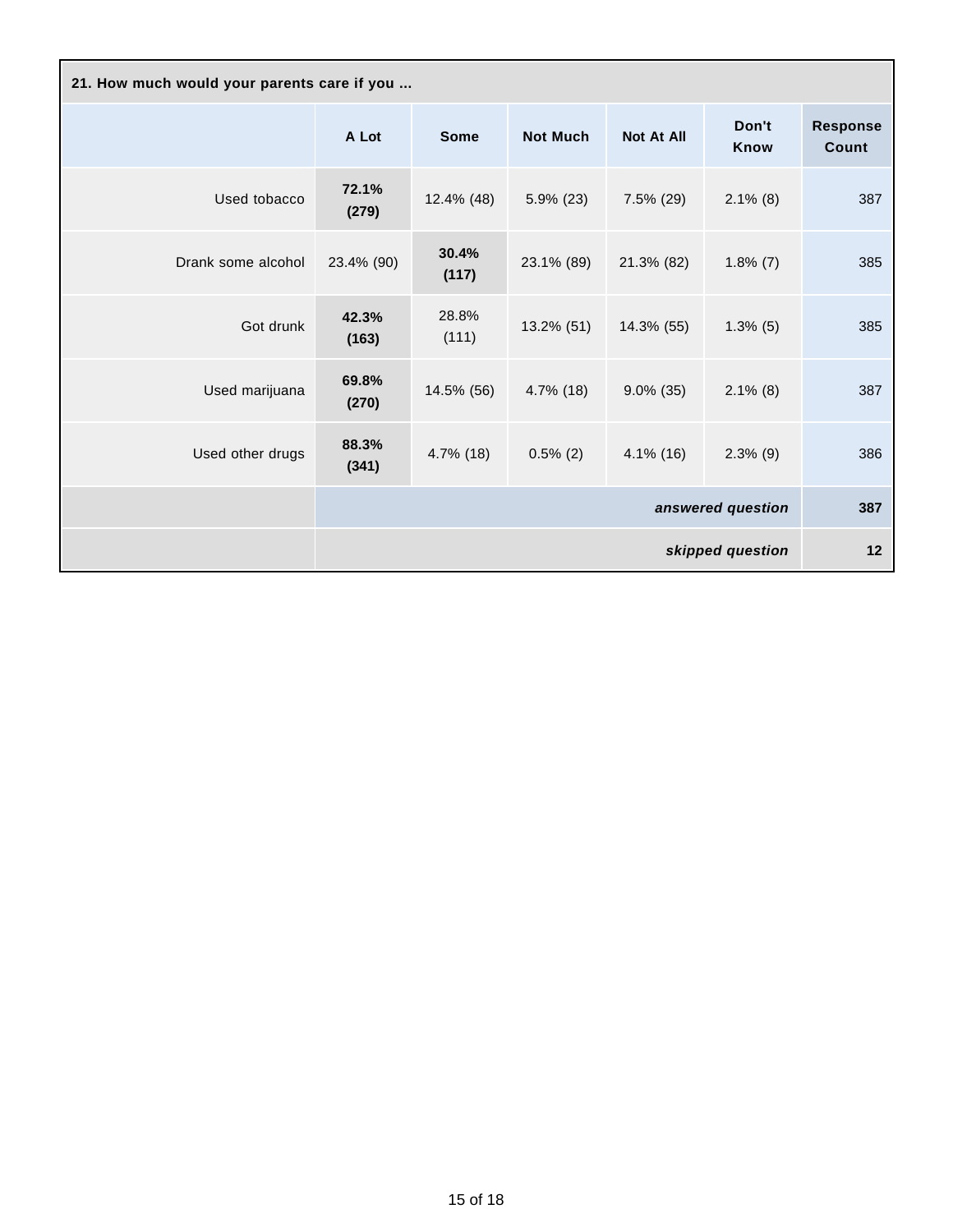**21. How much would your parents care if you ...**

| | A Lot | Some | Not Much | Not At All | Don't Know | Response Count |
|---|---|---|---|---|---|---|
| Used tobacco | **72.1% (279)** | 12.4% (48) | 5.9% (23) | 7.5% (29) | 2.1% (8) | 387 |
| Drank some alcohol | 23.4% (90) | **30.4% (117)** | 23.1% (89) | 21.3% (82) | 1.8% (7) | 385 |
| Got drunk | **42.3% (163)** | 28.8% (111) | 13.2% (51) | 14.3% (55) | 1.3% (5) | 385 |
| Used marijuana | **69.8% (270)** | 14.5% (56) | 4.7% (18) | 9.0% (35) | 2.1% (8) | 387 |
| Used other drugs | **88.3% (341)** | 4.7% (18) | 0.5% (2) | 4.1% (16) | 2.3% (9) | 386 |
| | | | | | ***answered question*** | **387** |
| | | | | | ***skipped question*** | **12** |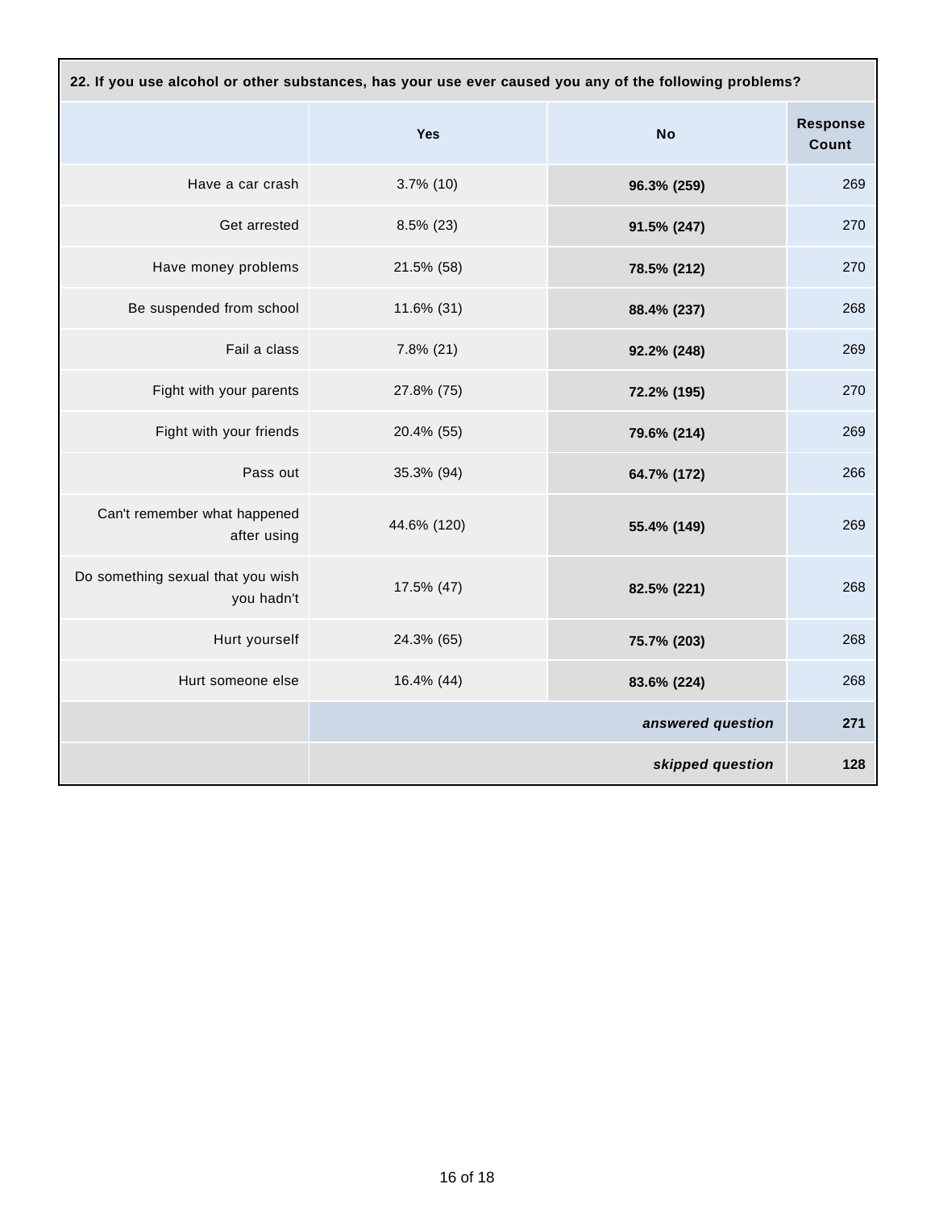**22. If you use alcohol or other substances, has your use ever caused you any of the following problems?**

| | Yes | No | Response Count |
|---|---|---|---|
| Have a car crash | 3.7% (10) | **96.3% (259)** | 269 |
| Get arrested | 8.5% (23) | **91.5% (247)** | 270 |
| Have money problems | 21.5% (58) | **78.5% (212)** | 270 |
| Be suspended from school | 11.6% (31) | **88.4% (237)** | 268 |
| Fail a class | 7.8% (21) | **92.2% (248)** | 269 |
| Fight with your parents | 27.8% (75) | **72.2% (195)** | 270 |
| Fight with your friends | 20.4% (55) | **79.6% (214)** | 269 |
| Pass out | 35.3% (94) | **64.7% (172)** | 266 |
| Can't remember what happened after using | 44.6% (120) | **55.4% (149)** | 269 |
| Do something sexual that you wish you hadn't | 17.5% (47) | **82.5% (221)** | 268 |
| Hurt yourself | 24.3% (65) | **75.7% (203)** | 268 |
| Hurt someone else | 16.4% (44) | **83.6% (224)** | 268 |
| | | ***answered question*** | **271** |
| | | ***skipped question*** | **128** |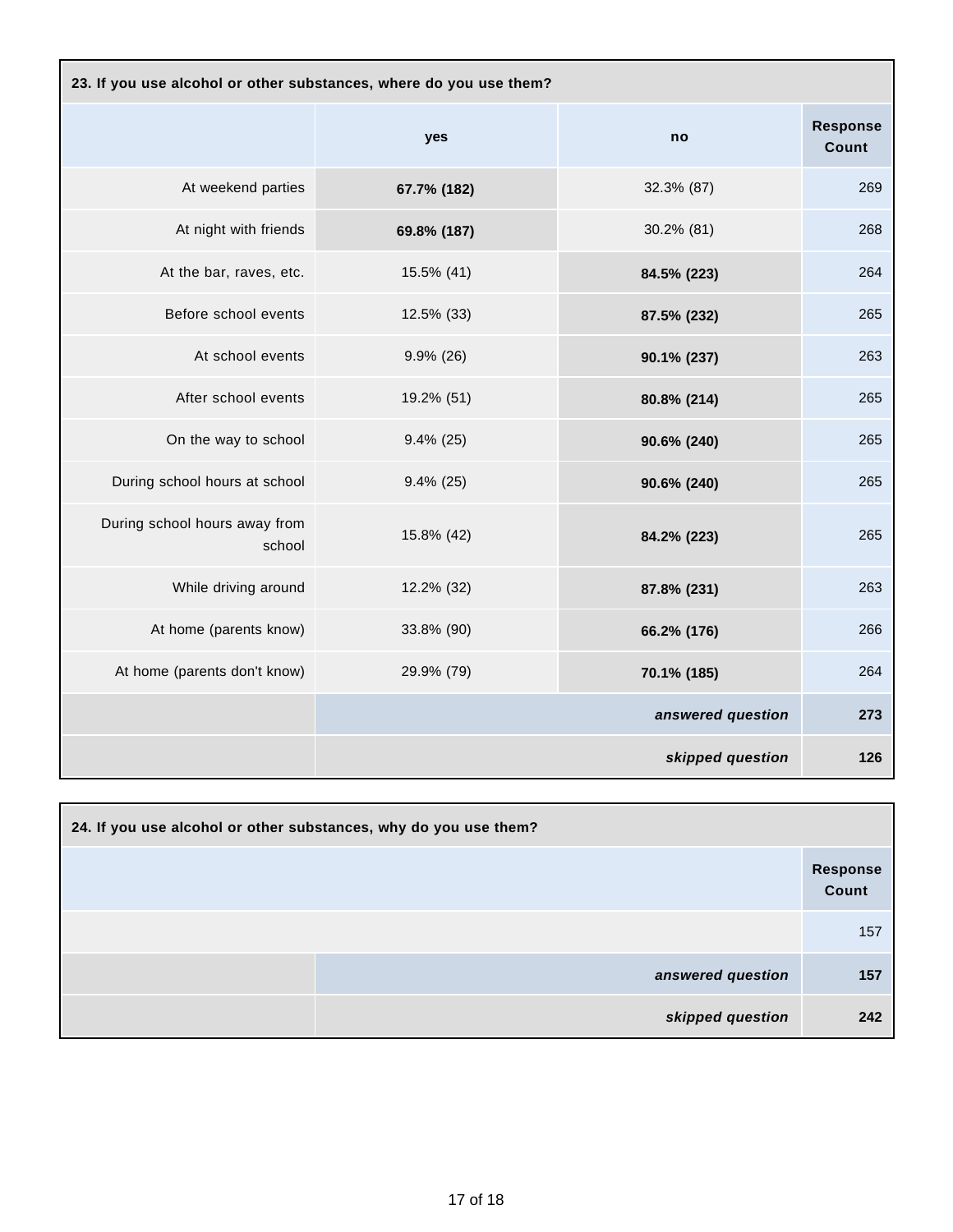**23. If you use alcohol or other substances, where do you use them?**

| | yes | no | Response Count |
|---|---|---|---|
| At weekend parties | **67.7% (182)** | 32.3% (87) | 269 |
| At night with friends | **69.8% (187)** | 30.2% (81) | 268 |
| At the bar, raves, etc. | 15.5% (41) | **84.5% (223)** | 264 |
| Before school events | 12.5% (33) | **87.5% (232)** | 265 |
| At school events | 9.9% (26) | **90.1% (237)** | 263 |
| After school events | 19.2% (51) | **80.8% (214)** | 265 |
| On the way to school | 9.4% (25) | **90.6% (240)** | 265 |
| During school hours at school | 9.4% (25) | **90.6% (240)** | 265 |
| During school hours away from school | 15.8% (42) | **84.2% (223)** | 265 |
| While driving around | 12.2% (32) | **87.8% (231)** | 263 |
| At home (parents know) | 33.8% (90) | **66.2% (176)** | 266 |
| At home (parents don't know) | 29.9% (79) | **70.1% (185)** | 264 |
| | | ***answered question*** | **273** |
| | | ***skipped question*** | **126** |

**24. If you use alcohol or other substances, why do you use them?**

| | Response Count |
|---|---|
| | 157 |
| ***answered question*** | **157** |
| ***skipped question*** | **242** |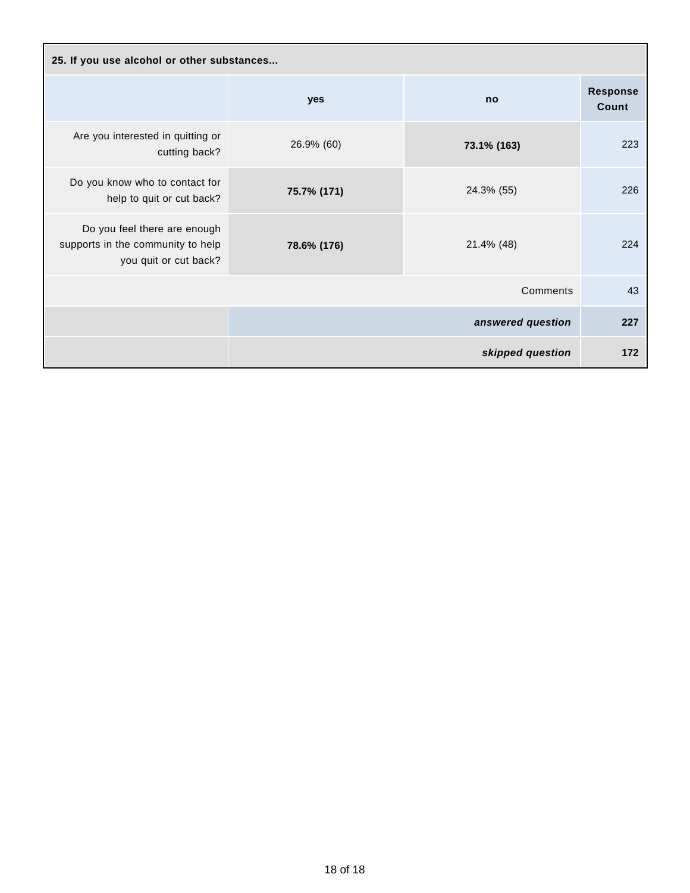**25. If you use alcohol or other substances...**

| | yes | no | Response Count |
|---|---|---|---|
| Are you interested in quitting or cutting back? | 26.9% (60) | **73.1% (163)** | 223 |
| Do you know who to contact for help to quit or cut back? | **75.7% (171)** | 24.3% (55) | 226 |
| Do you feel there are enough supports in the community to help you quit or cut back? | **78.6% (176)** | 21.4% (48) | 224 |
| | | Comments | 43 |
| | | ***answered question*** | **227** |
| | | ***skipped question*** | **172** |